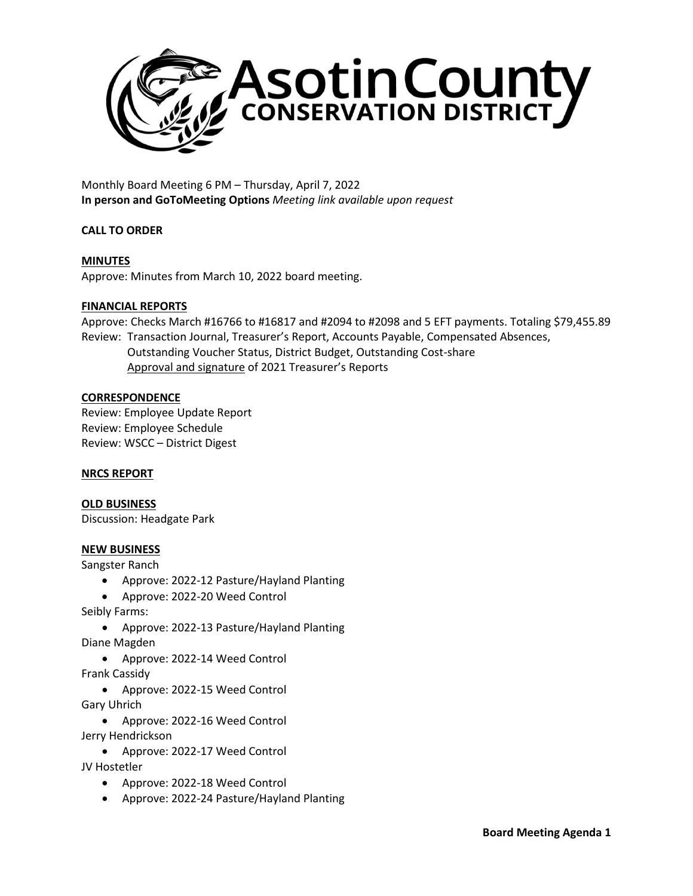# Asotin County Conservation District

Monthly Board Meeting 6 PM – Thursday, April 7, 2022
**In person and GoToMeeting Options** *Meeting link available upon request*

**CALL TO ORDER**

**MINUTES**

Approve: Minutes from March 10, 2022 board meeting.

**FINANCIAL REPORTS**

Approve: Checks March #16766 to #16817 and #2094 to #2098 and 5 EFT payments. Totaling $79,455.89

Review: Transaction Journal, Treasurer's Report, Accounts Payable, Compensated Absences, Outstanding Voucher Status, District Budget, Outstanding Cost-share
Approval and signature of 2021 Treasurer's Reports

**CORRESPONDENCE**

Review: Employee Update Report
Review: Employee Schedule
Review: WSCC – District Digest

**NRCS REPORT**

**OLD BUSINESS**

Discussion: Headgate Park

**NEW BUSINESS**

Sangster Ranch

- Approve: 2022-12 Pasture/Hayland Planting
- Approve: 2022-20 Weed Control

Seibly Farms:

- Approve: 2022-13 Pasture/Hayland Planting

Diane Magden

- Approve: 2022-14 Weed Control

Frank Cassidy

- Approve: 2022-15 Weed Control

Gary Uhrich

- Approve: 2022-16 Weed Control

Jerry Hendrickson

- Approve: 2022-17 Weed Control

JV Hostetler

- Approve: 2022-18 Weed Control
- Approve: 2022-24 Pasture/Hayland Planting

**Board Meeting Agenda 1**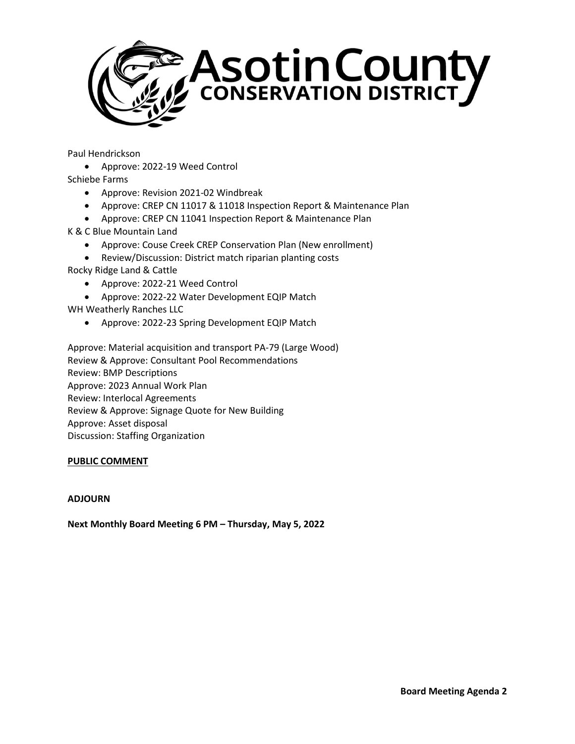Paul Hendrickson

- Approve: 2022-19 Weed Control

Schiebe Farms

- Approve: Revision 2021-02 Windbreak
- Approve: CREP CN 11017 & 11018 Inspection Report & Maintenance Plan
- Approve: CREP CN 11041 Inspection Report & Maintenance Plan

K & C Blue Mountain Land

- Approve: Couse Creek CREP Conservation Plan (New enrollment)
- Review/Discussion: District match riparian planting costs

Rocky Ridge Land & Cattle

- Approve: 2022-21 Weed Control
- Approve: 2022-22 Water Development EQIP Match

WH Weatherly Ranches LLC

- Approve: 2022-23 Spring Development EQIP Match

Approve: Material acquisition and transport PA-79 (Large Wood)
Review & Approve: Consultant Pool Recommendations
Review: BMP Descriptions
Approve: 2023 Annual Work Plan
Review: Interlocal Agreements
Review & Approve: Signage Quote for New Building
Approve: Asset disposal
Discussion: Staffing Organization

**PUBLIC COMMENT**

**ADJOURN**

**Next Monthly Board Meeting 6 PM – Thursday, May 5, 2022**